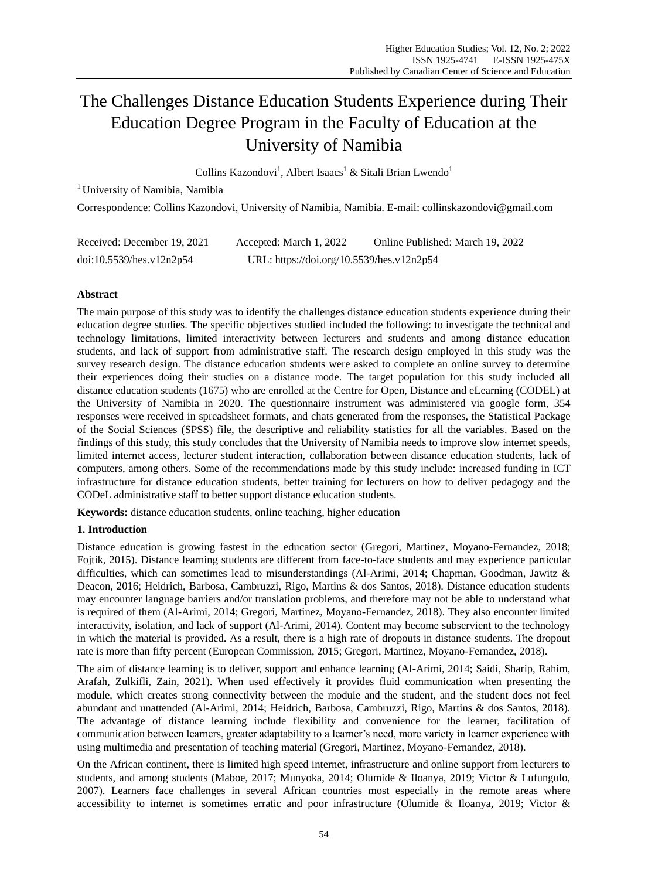# The Challenges Distance Education Students Experience during Their Education Degree Program in the Faculty of Education at the University of Namibia

Collins Kazondovi[1], Albert Isaacs[1] & Sitali Brian Lwendo[1]

[1] University of Namibia, Namibia

Correspondence: Collins Kazondovi, University of Namibia, Namibia. E-mail: collinskazondovi@gmail.com

Received: December 19, 2021 Accepted: March 1, 2022 Online Published: March 19, 2022

doi:10.5539/hes.v12n2p54 URL: https://doi.org/10.5539/hes.v12n2p54

## Abstract

The main purpose of this study was to identify the challenges distance education students experience during their education degree studies. The specific objectives studied included the following: to investigate the technical and technology limitations, limited interactivity between lecturers and students and among distance education students, and lack of support from administrative staff. The research design employed in this study was the survey research design. The distance education students were asked to complete an online survey to determine their experiences doing their studies on a distance mode. The target population for this study included all distance education students (1675) who are enrolled at the Centre for Open, Distance and eLearning (CODEL) at the University of Namibia in 2020. The questionnaire instrument was administered via google form, 354 responses were received in spreadsheet formats, and chats generated from the responses, the Statistical Package of the Social Sciences (SPSS) file, the descriptive and reliability statistics for all the variables. Based on the findings of this study, this study concludes that the University of Namibia needs to improve slow internet speeds, limited internet access, lecturer student interaction, collaboration between distance education students, lack of computers, among others. Some of the recommendations made by this study include: increased funding in ICT infrastructure for distance education students, better training for lecturers on how to deliver pedagogy and the CODeL administrative staff to better support distance education students.

**Keywords:** distance education students, online teaching, higher education

## 1. Introduction

Distance education is growing fastest in the education sector (Gregori, Martinez, Moyano-Fernandez, 2018; Fojtik, 2015). Distance learning students are different from face-to-face students and may experience particular difficulties, which can sometimes lead to misunderstandings (Al-Arimi, 2014; Chapman, Goodman, Jawitz & Deacon, 2016; Heidrich, Barbosa, Cambruzzi, Rigo, Martins & dos Santos, 2018). Distance education students may encounter language barriers and/or translation problems, and therefore may not be able to understand what is required of them (Al-Arimi, 2014; Gregori, Martinez, Moyano-Fernandez, 2018). They also encounter limited interactivity, isolation, and lack of support (Al-Arimi, 2014). Content may become subservient to the technology in which the material is provided. As a result, there is a high rate of dropouts in distance students. The dropout rate is more than fifty percent (European Commission, 2015; Gregori, Martinez, Moyano-Fernandez, 2018).

The aim of distance learning is to deliver, support and enhance learning (Al-Arimi, 2014; Saidi, Sharip, Rahim, Arafah, Zulkifli, Zain, 2021). When used effectively it provides fluid communication when presenting the module, which creates strong connectivity between the module and the student, and the student does not feel abandant and unattended (Al-Arimi, 2014; Heidrich, Barbosa, Cambruzzi, Rigo, Martins & dos Santos, 2018). The advantage of distance learning include flexibility and convenience for the learner, facilitation of communication between learners, greater adaptability to a learner's need, more variety in learner experience with using multimedia and presentation of teaching material (Gregori, Martinez, Moyano-Fernandez, 2018).

On the African continent, there is limited high speed internet, infrastructure and online support from lecturers to students, and among students (Maboe, 2017; Munyoka, 2014; Olumide & Iloanya, 2019; Victor & Lufungulo, 2007). Learners face challenges in several African countries most especially in the remote areas where accessibility to internet is sometimes erratic and poor infrastructure (Olumide & Iloanya, 2019; Victor &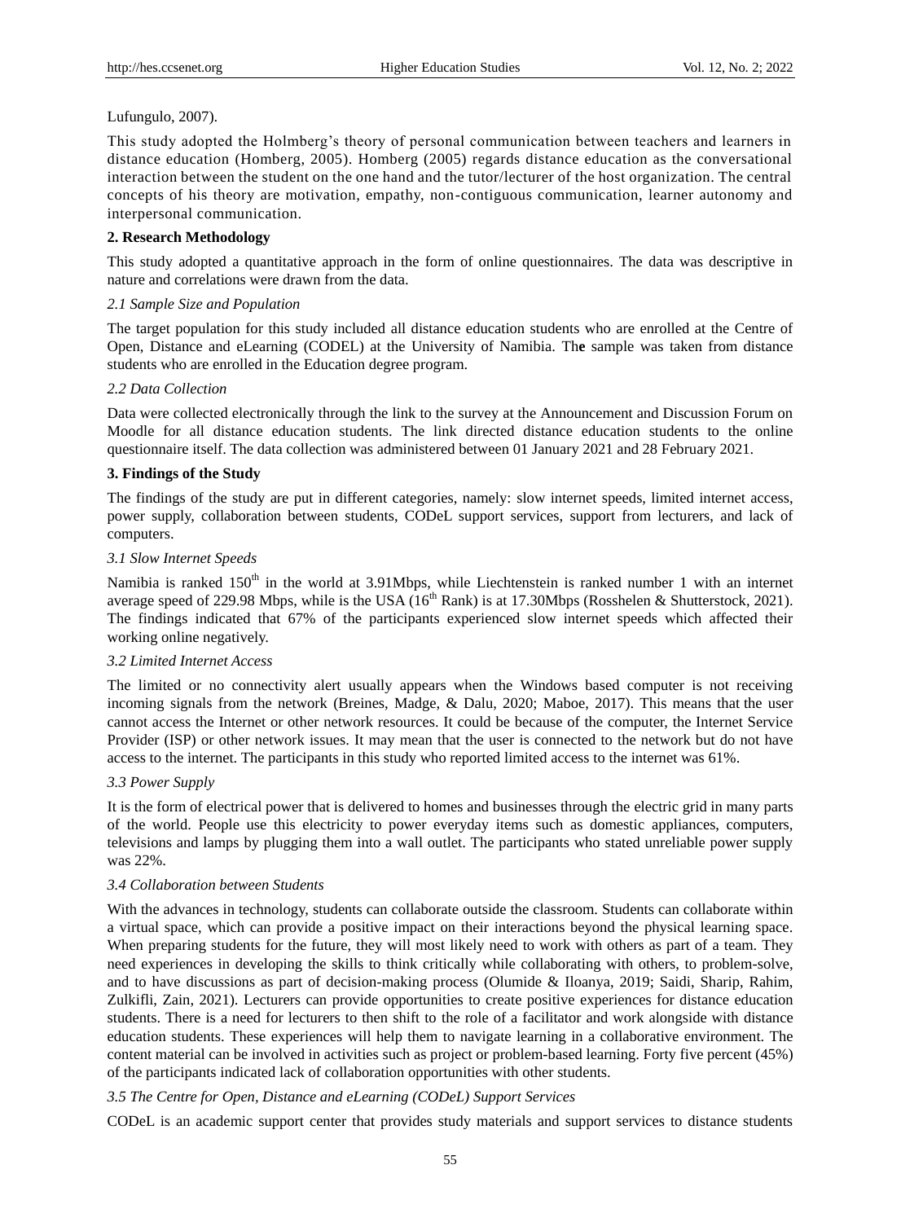Lufungulo, 2007).

This study adopted the Holmberg's theory of personal communication between teachers and learners in distance education (Homberg, 2005). Homberg (2005) regards distance education as the conversational interaction between the student on the one hand and the tutor/lecturer of the host organization. The central concepts of his theory are motivation, empathy, non-contiguous communication, learner autonomy and interpersonal communication.

## 2. Research Methodology

This study adopted a quantitative approach in the form of online questionnaires. The data was descriptive in nature and correlations were drawn from the data.

### *2.1 Sample Size and Population*

The target population for this study included all distance education students who are enrolled at the Centre of Open, Distance and eLearning (CODEL) at the University of Namibia. Th**e** sample was taken from distance students who are enrolled in the Education degree program.

### *2.2 Data Collection*

Data were collected electronically through the link to the survey at the Announcement and Discussion Forum on Moodle for all distance education students. The link directed distance education students to the online questionnaire itself. The data collection was administered between 01 January 2021 and 28 February 2021.

## 3. Findings of the Study

The findings of the study are put in different categories, namely: slow internet speeds, limited internet access, power supply, collaboration between students, CODeL support services, support from lecturers, and lack of computers.

### *3.1 Slow Internet Speeds*

Namibia is ranked 150th in the world at 3.91Mbps, while Liechtenstein is ranked number 1 with an internet average speed of 229.98 Mbps, while is the USA (16th Rank) is at 17.30Mbps (Rosshelen & Shutterstock, 2021). The findings indicated that 67% of the participants experienced slow internet speeds which affected their working online negatively.

### *3.2 Limited Internet Access*

The limited or no connectivity alert usually appears when the Windows based computer is not receiving incoming signals from the network (Breines, Madge, & Dalu, 2020; Maboe, 2017). This means that the user cannot access the Internet or other network resources. It could be because of the computer, the Internet Service Provider (ISP) or other network issues. It may mean that the user is connected to the network but do not have access to the internet. The participants in this study who reported limited access to the internet was 61%.

### *3.3 Power Supply*

It is the form of electrical power that is delivered to homes and businesses through the electric grid in many parts of the world. People use this electricity to power everyday items such as domestic appliances, computers, televisions and lamps by plugging them into a wall outlet. The participants who stated unreliable power supply was 22%.

### *3.4 Collaboration between Students*

With the advances in technology, students can collaborate outside the classroom. Students can collaborate within a virtual space, which can provide a positive impact on their interactions beyond the physical learning space. When preparing students for the future, they will most likely need to work with others as part of a team. They need experiences in developing the skills to think critically while collaborating with others, to problem-solve, and to have discussions as part of decision-making process (Olumide & Iloanya, 2019; Saidi, Sharip, Rahim, Zulkifli, Zain, 2021). Lecturers can provide opportunities to create positive experiences for distance education students. There is a need for lecturers to then shift to the role of a facilitator and work alongside with distance education students. These experiences will help them to navigate learning in a collaborative environment. The content material can be involved in activities such as project or problem-based learning. Forty five percent (45%) of the participants indicated lack of collaboration opportunities with other students.

### *3.5 The Centre for Open, Distance and eLearning (CODeL) Support Services*

CODeL is an academic support center that provides study materials and support services to distance students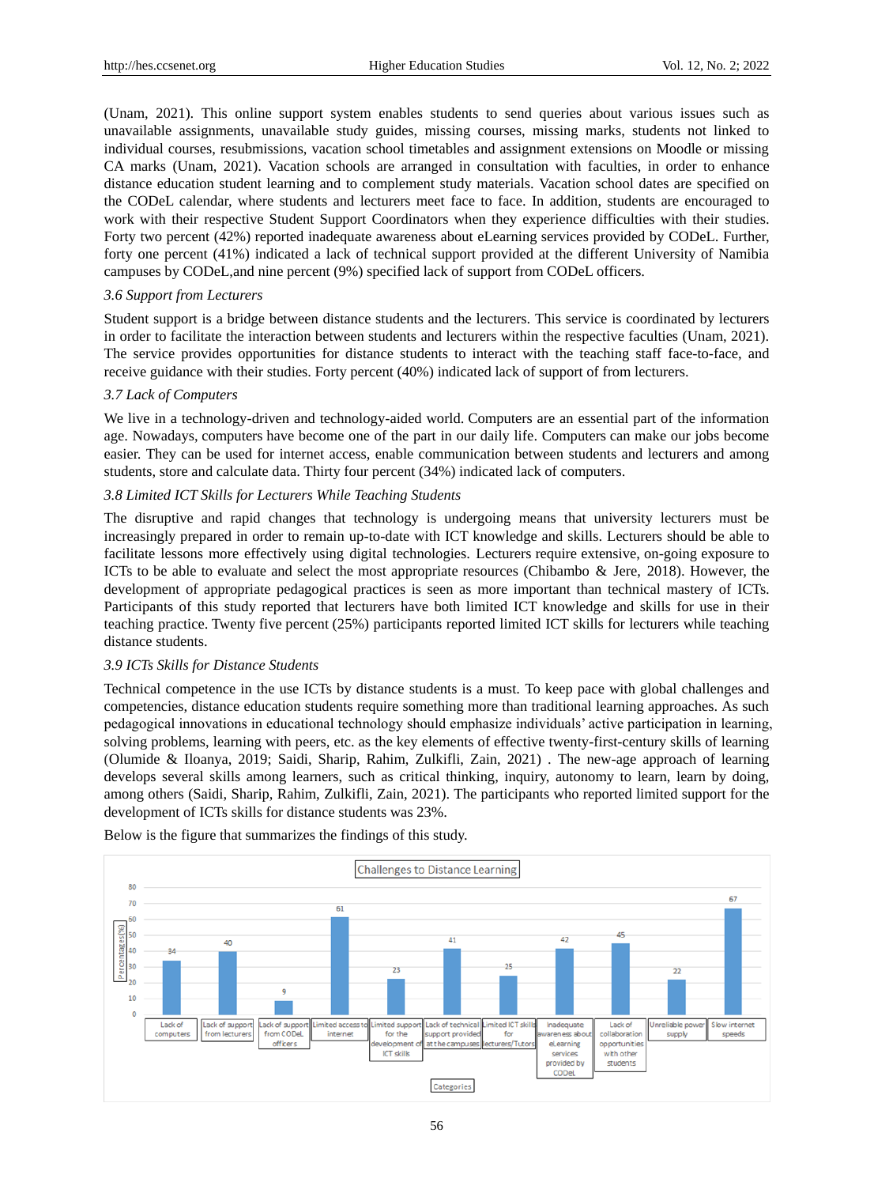(Unam, 2021). This online support system enables students to send queries about various issues such as unavailable assignments, unavailable study guides, missing courses, missing marks, students not linked to individual courses, resubmissions, vacation school timetables and assignment extensions on Moodle or missing CA marks (Unam, 2021). Vacation schools are arranged in consultation with faculties, in order to enhance distance education student learning and to complement study materials. Vacation school dates are specified on the CODeL calendar, where students and lecturers meet face to face. In addition, students are encouraged to work with their respective Student Support Coordinators when they experience difficulties with their studies. Forty two percent (42%) reported inadequate awareness about eLearning services provided by CODeL. Further, forty one percent (41%) indicated a lack of technical support provided at the different University of Namibia campuses by CODeL,and nine percent (9%) specified lack of support from CODeL officers.

### *3.6 Support from Lecturers*

Student support is a bridge between distance students and the lecturers. This service is coordinated by lecturers in order to facilitate the interaction between students and lecturers within the respective faculties (Unam, 2021). The service provides opportunities for distance students to interact with the teaching staff face-to-face, and receive guidance with their studies. Forty percent (40%) indicated lack of support of from lecturers.

### *3.7 Lack of Computers*

We live in a technology-driven and technology-aided world. Computers are an essential part of the information age. Nowadays, computers have become one of the part in our daily life. Computers can make our jobs become easier. They can be used for internet access, enable communication between students and lecturers and among students, store and calculate data. Thirty four percent (34%) indicated lack of computers.

### *3.8 Limited ICT Skills for Lecturers While Teaching Students*

The disruptive and rapid changes that technology is undergoing means that university lecturers must be increasingly prepared in order to remain up-to-date with ICT knowledge and skills. Lecturers should be able to facilitate lessons more effectively using digital technologies. Lecturers require extensive, on-going exposure to ICTs to be able to evaluate and select the most appropriate resources (Chibambo & Jere, 2018). However, the development of appropriate pedagogical practices is seen as more important than technical mastery of ICTs. Participants of this study reported that lecturers have both limited ICT knowledge and skills for use in their teaching practice. Twenty five percent (25%) participants reported limited ICT skills for lecturers while teaching distance students.

### *3.9 ICTs Skills for Distance Students*

Technical competence in the use ICTs by distance students is a must. To keep pace with global challenges and competencies, distance education students require something more than traditional learning approaches. As such pedagogical innovations in educational technology should emphasize individuals' active participation in learning, solving problems, learning with peers, etc. as the key elements of effective twenty-first-century skills of learning (Olumide & Iloanya, 2019; Saidi, Sharip, Rahim, Zulkifli, Zain, 2021) . The new-age approach of learning develops several skills among learners, such as critical thinking, inquiry, autonomy to learn, learn by doing, among others (Saidi, Sharip, Rahim, Zulkifli, Zain, 2021). The participants who reported limited support for the development of ICTs skills for distance students was 23%.

Below is the figure that summarizes the findings of this study.

**Challenges to Distance Learning**

| Categories | Percentages (%) |
|---|---|
| Lack of computers | 34 |
| Lack of support from lecturers | 40 |
| Lack of support from CODeL officers | 9 |
| Limited access to internet | 61 |
| Limited support for the development of ICT skills | 23 |
| Lack of technical support provided at the campuses | 41 |
| Limited ICT skills for lecturers/Tutors | 25 |
| Inadequate awareness about eLearning services provided by CODeL | 42 |
| Lack of collaboration opportunities with other students | 45 |
| Unreliable power supply | 22 |
| Slow internet speeds | 67 |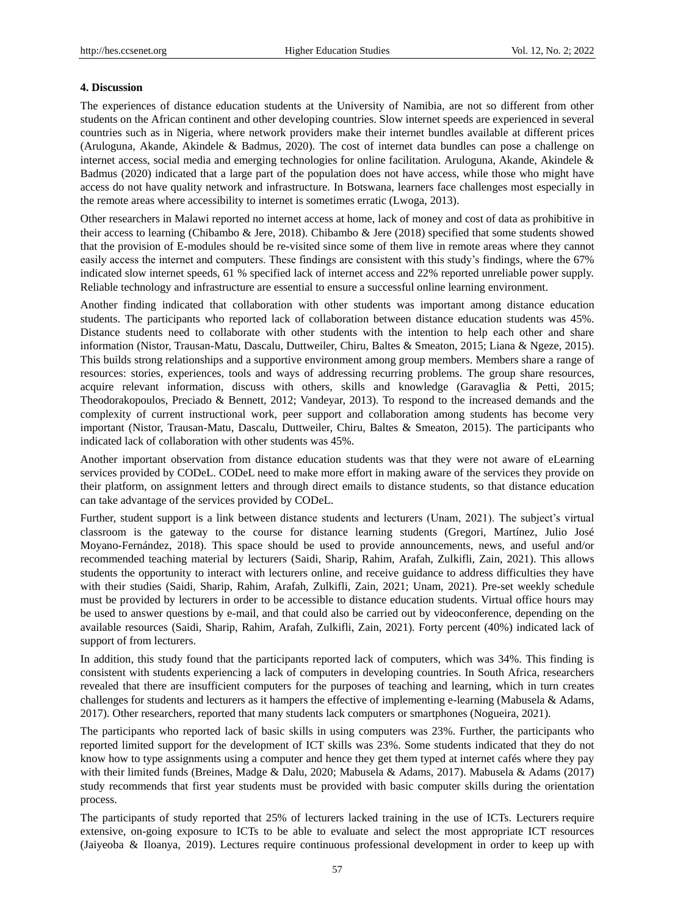## 4. Discussion

The experiences of distance education students at the University of Namibia, are not so different from other students on the African continent and other developing countries. Slow internet speeds are experienced in several countries such as in Nigeria, where network providers make their internet bundles available at different prices (Aruloguna, Akande, Akindele & Badmus, 2020). The cost of internet data bundles can pose a challenge on internet access, social media and emerging technologies for online facilitation. Aruloguna, Akande, Akindele & Badmus (2020) indicated that a large part of the population does not have access, while those who might have access do not have quality network and infrastructure. In Botswana, learners face challenges most especially in the remote areas where accessibility to internet is sometimes erratic (Lwoga, 2013).

Other researchers in Malawi reported no internet access at home, lack of money and cost of data as prohibitive in their access to learning (Chibambo & Jere, 2018). Chibambo & Jere (2018) specified that some students showed that the provision of E-modules should be re-visited since some of them live in remote areas where they cannot easily access the internet and computers. These findings are consistent with this study's findings, where the 67% indicated slow internet speeds, 61 % specified lack of internet access and 22% reported unreliable power supply. Reliable technology and infrastructure are essential to ensure a successful online learning environment.

Another finding indicated that collaboration with other students was important among distance education students. The participants who reported lack of collaboration between distance education students was 45%. Distance students need to collaborate with other students with the intention to help each other and share information (Nistor, Trausan-Matu, Dascalu, Duttweiler, Chiru, Baltes & Smeaton, 2015; Liana & Ngeze, 2015). This builds strong relationships and a supportive environment among group members. Members share a range of resources: stories, experiences, tools and ways of addressing recurring problems. The group share resources, acquire relevant information, discuss with others, skills and knowledge (Garavaglia & Petti, 2015; Theodorakopoulos, Preciado & Bennett, 2012; Vandeyar, 2013). To respond to the increased demands and the complexity of current instructional work, peer support and collaboration among students has become very important (Nistor, Trausan-Matu, Dascalu, Duttweiler, Chiru, Baltes & Smeaton, 2015). The participants who indicated lack of collaboration with other students was 45%.

Another important observation from distance education students was that they were not aware of eLearning services provided by CODeL. CODeL need to make more effort in making aware of the services they provide on their platform, on assignment letters and through direct emails to distance students, so that distance education can take advantage of the services provided by CODeL.

Further, student support is a link between distance students and lecturers (Unam, 2021). The subject's virtual classroom is the gateway to the course for distance learning students (Gregori, Martínez, Julio José Moyano-Fernández, 2018). This space should be used to provide announcements, news, and useful and/or recommended teaching material by lecturers (Saidi, Sharip, Rahim, Arafah, Zulkifli, Zain, 2021). This allows students the opportunity to interact with lecturers online, and receive guidance to address difficulties they have with their studies (Saidi, Sharip, Rahim, Arafah, Zulkifli, Zain, 2021; Unam, 2021). Pre-set weekly schedule must be provided by lecturers in order to be accessible to distance education students. Virtual office hours may be used to answer questions by e-mail, and that could also be carried out by videoconference, depending on the available resources (Saidi, Sharip, Rahim, Arafah, Zulkifli, Zain, 2021). Forty percent (40%) indicated lack of support of from lecturers.

In addition, this study found that the participants reported lack of computers, which was 34%. This finding is consistent with students experiencing a lack of computers in developing countries. In South Africa, researchers revealed that there are insufficient computers for the purposes of teaching and learning, which in turn creates challenges for students and lecturers as it hampers the effective of implementing e-learning (Mabusela & Adams, 2017). Other researchers, reported that many students lack computers or smartphones (Nogueira, 2021).

The participants who reported lack of basic skills in using computers was 23%. Further, the participants who reported limited support for the development of ICT skills was 23%. Some students indicated that they do not know how to type assignments using a computer and hence they get them typed at internet cafés where they pay with their limited funds (Breines, Madge & Dalu, 2020; Mabusela & Adams, 2017). Mabusela & Adams (2017) study recommends that first year students must be provided with basic computer skills during the orientation process.

The participants of study reported that 25% of lecturers lacked training in the use of ICTs. Lecturers require extensive, on-going exposure to ICTs to be able to evaluate and select the most appropriate ICT resources (Jaiyeoba & Iloanya, 2019). Lectures require continuous professional development in order to keep up with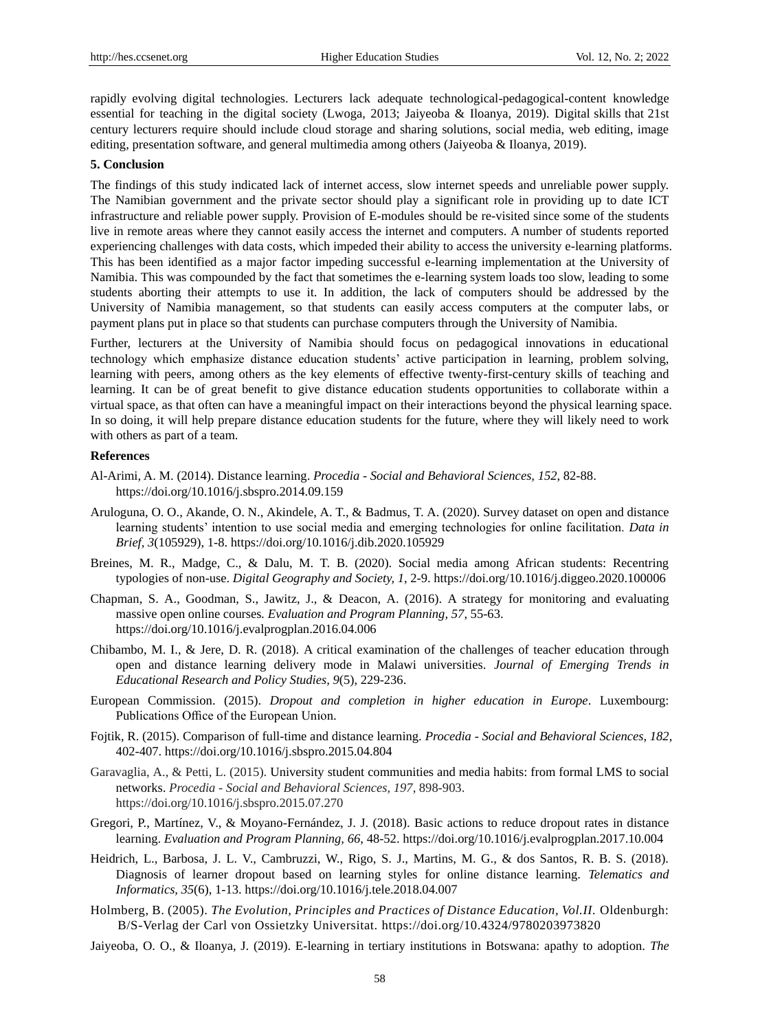rapidly evolving digital technologies. Lecturers lack adequate technological-pedagogical-content knowledge essential for teaching in the digital society (Lwoga, 2013; Jaiyeoba & Iloanya, 2019). Digital skills that 21st century lecturers require should include cloud storage and sharing solutions, social media, web editing, image editing, presentation software, and general multimedia among others (Jaiyeoba & Iloanya, 2019).

## 5. Conclusion

The findings of this study indicated lack of internet access, slow internet speeds and unreliable power supply. The Namibian government and the private sector should play a significant role in providing up to date ICT infrastructure and reliable power supply. Provision of E-modules should be re-visited since some of the students live in remote areas where they cannot easily access the internet and computers. A number of students reported experiencing challenges with data costs, which impeded their ability to access the university e-learning platforms. This has been identified as a major factor impeding successful e-learning implementation at the University of Namibia. This was compounded by the fact that sometimes the e-learning system loads too slow, leading to some students aborting their attempts to use it. In addition, the lack of computers should be addressed by the University of Namibia management, so that students can easily access computers at the computer labs, or payment plans put in place so that students can purchase computers through the University of Namibia.

Further, lecturers at the University of Namibia should focus on pedagogical innovations in educational technology which emphasize distance education students' active participation in learning, problem solving, learning with peers, among others as the key elements of effective twenty-first-century skills of teaching and learning. It can be of great benefit to give distance education students opportunities to collaborate within a virtual space, as that often can have a meaningful impact on their interactions beyond the physical learning space. In so doing, it will help prepare distance education students for the future, where they will likely need to work with others as part of a team.

## References

Al-Arimi, A. M. (2014). Distance learning. *Procedia - Social and Behavioral Sciences, 152*, 82-88. https://doi.org/10.1016/j.sbspro.2014.09.159

Aruloguna, O. O., Akande, O. N., Akindele, A. T., & Badmus, T. A. (2020). Survey dataset on open and distance learning students' intention to use social media and emerging technologies for online facilitation. *Data in Brief, 3*(105929), 1-8. https://doi.org/10.1016/j.dib.2020.105929

Breines, M. R., Madge, C., & Dalu, M. T. B. (2020). Social media among African students: Recentring typologies of non-use. *Digital Geography and Society, 1*, 2-9. https://doi.org/10.1016/j.diggeo.2020.100006

Chapman, S. A., Goodman, S., Jawitz, J., & Deacon, A. (2016). A strategy for monitoring and evaluating massive open online courses. *Evaluation and Program Planning, 57*, 55-63. https://doi.org/10.1016/j.evalprogplan.2016.04.006

Chibambo, M. I., & Jere, D. R. (2018). A critical examination of the challenges of teacher education through open and distance learning delivery mode in Malawi universities. *Journal of Emerging Trends in Educational Research and Policy Studies, 9*(5), 229-236.

European Commission. (2015). *Dropout and completion in higher education in Europe*. Luxembourg: Publications Office of the European Union.

Fojtik, R. (2015). Comparison of full-time and distance learning. *Procedia - Social and Behavioral Sciences, 182*, 402-407. https://doi.org/10.1016/j.sbspro.2015.04.804

Garavaglia, A., & Petti, L. (2015). University student communities and media habits: from formal LMS to social networks. *Procedia - Social and Behavioral Sciences, 197*, 898-903. https://doi.org/10.1016/j.sbspro.2015.07.270

Gregori, P., Martínez, V., & Moyano-Fernández, J. J. (2018). Basic actions to reduce dropout rates in distance learning. *Evaluation and Program Planning, 66*, 48-52. https://doi.org/10.1016/j.evalprogplan.2017.10.004

Heidrich, L., Barbosa, J. L. V., Cambruzzi, W., Rigo, S. J., Martins, M. G., & dos Santos, R. B. S. (2018). Diagnosis of learner dropout based on learning styles for online distance learning. *Telematics and Informatics, 35*(6), 1-13. https://doi.org/10.1016/j.tele.2018.04.007

Holmberg, B. (2005). *The Evolution, Principles and Practices of Distance Education, Vol.II*. Oldenburgh: B/S-Verlag der Carl von Ossietzky Universitat. https://doi.org/10.4324/9780203973820

Jaiyeoba, O. O., & Iloanya, J. (2019). E-learning in tertiary institutions in Botswana: apathy to adoption. *The*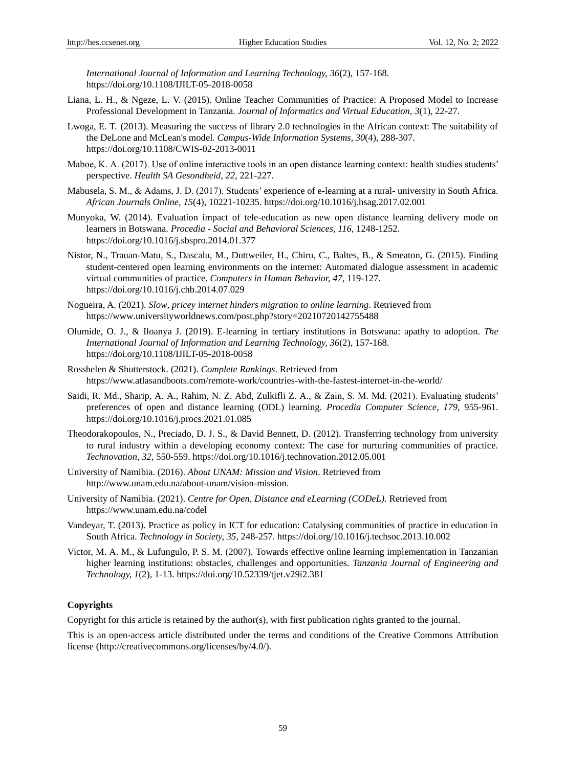*International Journal of Information and Learning Technology, 36*(2), 157-168. https://doi.org/10.1108/IJILT-05-2018-0058

Liana, L. H., & Ngeze, L. V. (2015). Online Teacher Communities of Practice: A Proposed Model to Increase Professional Development in Tanzania. *Journal of Informatics and Virtual Education, 3*(1), 22-27.

Lwoga, E. T. (2013). Measuring the success of library 2.0 technologies in the African context: The suitability of the DeLone and McLean's model. *Campus-Wide Information Systems, 30*(4), 288-307. https://doi.org/10.1108/CWIS-02-2013-0011

Maboe, K. A. (2017). Use of online interactive tools in an open distance learning context: health studies students' perspective. *Health SA Gesondheid, 22,* 221-227.

Mabusela, S. M., & Adams, J. D. (2017). Students' experience of e-learning at a rural- university in South Africa. *African Journals Online, 15*(4), 10221-10235. https://doi.org/10.1016/j.hsag.2017.02.001

Munyoka, W. (2014). Evaluation impact of tele-education as new open distance learning delivery mode on learners in Botswana. *Procedia - Social and Behavioral Sciences, 116*, 1248-1252. https://doi.org/10.1016/j.sbspro.2014.01.377

Nistor, N., Trauan-Matu, S., Dascalu, M., Duttweiler, H., Chiru, C., Baltes, B., & Smeaton, G. (2015). Finding student-centered open learning environments on the internet: Automated dialogue assessment in academic virtual communities of practice. *Computers in Human Behavior, 47*, 119-127. https://doi.org/10.1016/j.chb.2014.07.029

Nogueira, A. (2021). *Slow, pricey internet hinders migration to online learning*. Retrieved from https://www.universityworldnews.com/post.php?story=20210720142755488

Olumide, O. J., & Iloanya J. (2019). E-learning in tertiary institutions in Botswana: apathy to adoption. *The International Journal of Information and Learning Technology, 36*(2), 157-168. https://doi.org/10.1108/IJILT-05-2018-0058

Rosshelen & Shutterstock. (2021). *Complete Rankings*. Retrieved from https://www.atlasandboots.com/remote-work/countries-with-the-fastest-internet-in-the-world/

Saidi, R. Md., Sharip, A. A., Rahim, N. Z. Abd, Zulkifli Z. A., & Zain, S. M. Md. (2021). Evaluating students' preferences of open and distance learning (ODL) learning. *Procedia Computer Science, 179*, 955-961. https://doi.org/10.1016/j.procs.2021.01.085

Theodorakopoulos, N., Preciado, D. J. S., & David Bennett, D. (2012). Transferring technology from university to rural industry within a developing economy context: The case for nurturing communities of practice. *Technovation, 32*, 550-559. https://doi.org/10.1016/j.technovation.2012.05.001

University of Namibia. (2016). *About UNAM: Mission and Vision*. Retrieved from http://www.unam.edu.na/about-unam/vision-mission.

University of Namibia. (2021). *Centre for Open, Distance and eLearning (CODeL)*. Retrieved from https://www.unam.edu.na/codel

Vandeyar, T. (2013). Practice as policy in ICT for education: Catalysing communities of practice in education in South Africa. *Technology in Society, 35,* 248-257. https://doi.org/10.1016/j.techsoc.2013.10.002

Victor, M. A. M., & Lufungulo, P. S. M. (2007). Towards effective online learning implementation in Tanzanian higher learning institutions: obstacles, challenges and opportunities. *Tanzania Journal of Engineering and Technology, 1*(2), 1-13. https://doi.org/10.52339/tjet.v29i2.381

**Copyrights**

Copyright for this article is retained by the author(s), with first publication rights granted to the journal.

This is an open-access article distributed under the terms and conditions of the Creative Commons Attribution license (http://creativecommons.org/licenses/by/4.0/).